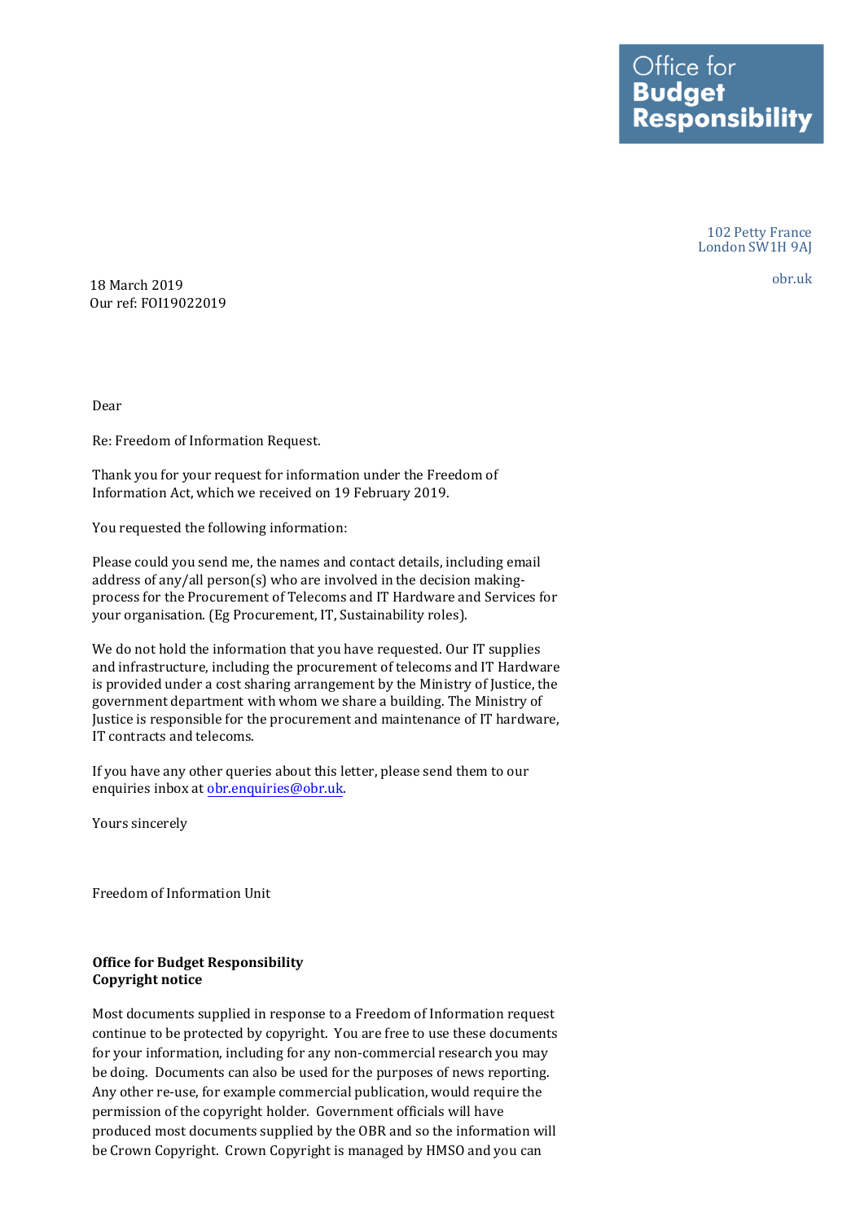Office for
**Budget**
**Responsibility**

102 Petty France
London SW1H 9AJ

obr.uk

18 March 2019
Our ref: FOI19022019

Dear

Re: Freedom of Information Request.

Thank you for your request for information under the Freedom of Information Act, which we received on 19 February 2019.

You requested the following information:

Please could you send me, the names and contact details, including email address of any/all person(s) who are involved in the decision making-process for the Procurement of Telecoms and IT Hardware and Services for your organisation. (Eg Procurement, IT, Sustainability roles).

We do not hold the information that you have requested. Our IT supplies and infrastructure, including the procurement of telecoms and IT Hardware is provided under a cost sharing arrangement by the Ministry of Justice, the government department with whom we share a building. The Ministry of Justice is responsible for the procurement and maintenance of IT hardware, IT contracts and telecoms.

If you have any other queries about this letter, please send them to our enquiries inbox at obr.enquiries@obr.uk.

Yours sincerely

Freedom of Information Unit

**Office for Budget Responsibility**
**Copyright notice**

Most documents supplied in response to a Freedom of Information request continue to be protected by copyright. You are free to use these documents for your information, including for any non-commercial research you may be doing. Documents can also be used for the purposes of news reporting. Any other re-use, for example commercial publication, would require the permission of the copyright holder. Government officials will have produced most documents supplied by the OBR and so the information will be Crown Copyright. Crown Copyright is managed by HMSO and you can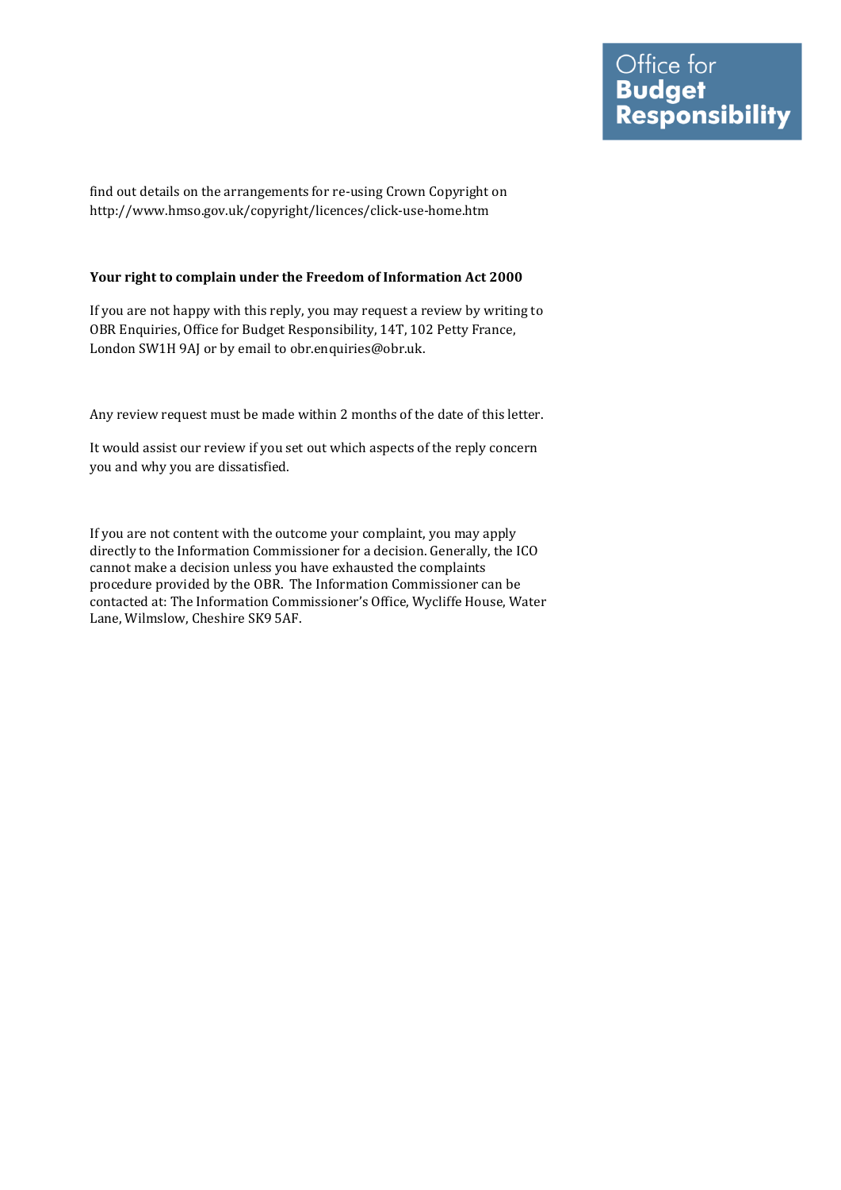find out details on the arrangements for re-using Crown Copyright on http://www.hmso.gov.uk/copyright/licences/click-use-home.htm

**Your right to complain under the Freedom of Information Act 2000**

If you are not happy with this reply, you may request a review by writing to OBR Enquiries, Office for Budget Responsibility, 14T, 102 Petty France, London SW1H 9AJ or by email to obr.enquiries@obr.uk.

Any review request must be made within 2 months of the date of this letter.

It would assist our review if you set out which aspects of the reply concern you and why you are dissatisfied.

If you are not content with the outcome your complaint, you may apply directly to the Information Commissioner for a decision. Generally, the ICO cannot make a decision unless you have exhausted the complaints procedure provided by the OBR. The Information Commissioner can be contacted at: The Information Commissioner's Office, Wycliffe House, Water Lane, Wilmslow, Cheshire SK9 5AF.